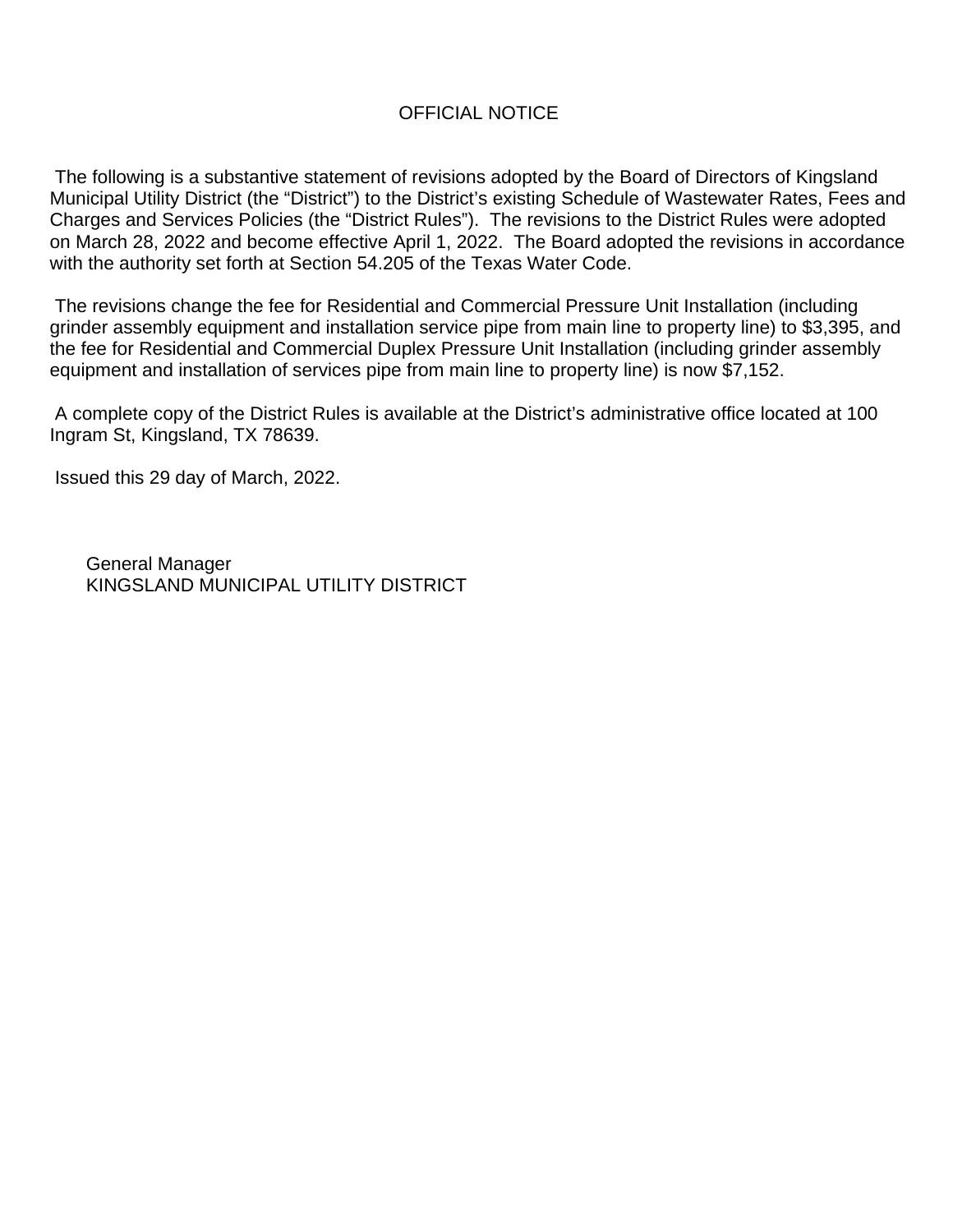# OFFICIAL NOTICE

The following is a substantive statement of revisions adopted by the Board of Directors of Kingsland Municipal Utility District (the "District") to the District's existing Schedule of Wastewater Rates, Fees and Charges and Services Policies (the "District Rules"). The revisions to the District Rules were adopted on March 28, 2022 and become effective April 1, 2022. The Board adopted the revisions in accordance with the authority set forth at Section 54.205 of the Texas Water Code.

The revisions change the fee for Residential and Commercial Pressure Unit Installation (including grinder assembly equipment and installation service pipe from main line to property line) to $3,395, and the fee for Residential and Commercial Duplex Pressure Unit Installation (including grinder assembly equipment and installation of services pipe from main line to property line) is now $7,152.

A complete copy of the District Rules is available at the District's administrative office located at 100 Ingram St, Kingsland, TX 78639.

Issued this 29 day of March, 2022.

General Manager
KINGSLAND MUNICIPAL UTILITY DISTRICT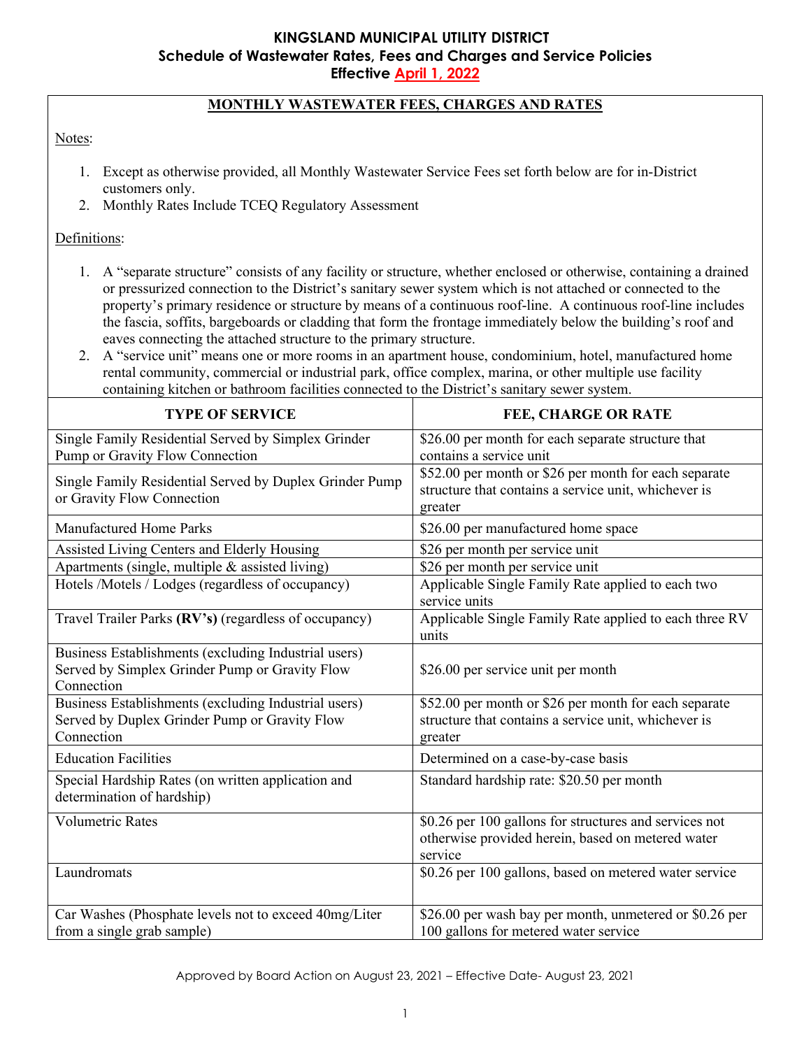# KINGSLAND MUNICIPAL UTILITY DISTRICT
## Schedule of Wastewater Rates, Fees and Charges and Service Policies
## Effective April 1, 2022

### MONTHLY WASTEWATER FEES, CHARGES AND RATES

Notes:

1. Except as otherwise provided, all Monthly Wastewater Service Fees set forth below are for in-District customers only.
2. Monthly Rates Include TCEQ Regulatory Assessment

Definitions:

1. A "separate structure" consists of any facility or structure, whether enclosed or otherwise, containing a drained or pressurized connection to the District's sanitary sewer system which is not attached or connected to the property's primary residence or structure by means of a continuous roof-line. A continuous roof-line includes the fascia, soffits, bargeboards or cladding that form the frontage immediately below the building's roof and eaves connecting the attached structure to the primary structure.
2. A "service unit" means one or more rooms in an apartment house, condominium, hotel, manufactured home rental community, commercial or industrial park, office complex, marina, or other multiple use facility containing kitchen or bathroom facilities connected to the District's sanitary sewer system.

| TYPE OF SERVICE | FEE, CHARGE OR RATE |
|---|---|
| Single Family Residential Served by Simplex Grinder Pump or Gravity Flow Connection | $26.00 per month for each separate structure that contains a service unit |
| Single Family Residential Served by Duplex Grinder Pump or Gravity Flow Connection | $52.00 per month or $26 per month for each separate structure that contains a service unit, whichever is greater |
| Manufactured Home Parks | $26.00 per manufactured home space |
| Assisted Living Centers and Elderly Housing | $26 per month per service unit |
| Apartments (single, multiple & assisted living) | $26 per month per service unit |
| Hotels /Motels / Lodges (regardless of occupancy) | Applicable Single Family Rate applied to each two service units |
| Travel Trailer Parks **(RV's)** (regardless of occupancy) | Applicable Single Family Rate applied to each three RV units |
| Business Establishments (excluding Industrial users) Served by Simplex Grinder Pump or Gravity Flow Connection | $26.00 per service unit per month |
| Business Establishments (excluding Industrial users) Served by Duplex Grinder Pump or Gravity Flow Connection | $52.00 per month or $26 per month for each separate structure that contains a service unit, whichever is greater |
| Education Facilities | Determined on a case-by-case basis |
| Special Hardship Rates (on written application and determination of hardship) | Standard hardship rate: $20.50 per month |
| Volumetric Rates | $0.26 per 100 gallons for structures and services not otherwise provided herein, based on metered water service |
| Laundromats | $0.26 per 100 gallons, based on metered water service |
| Car Washes (Phosphate levels not to exceed 40mg/Liter from a single grab sample) | $26.00 per wash bay per month, unmetered or $0.26 per 100 gallons for metered water service |

Approved by Board Action on August 23, 2021 – Effective Date- August 23, 2021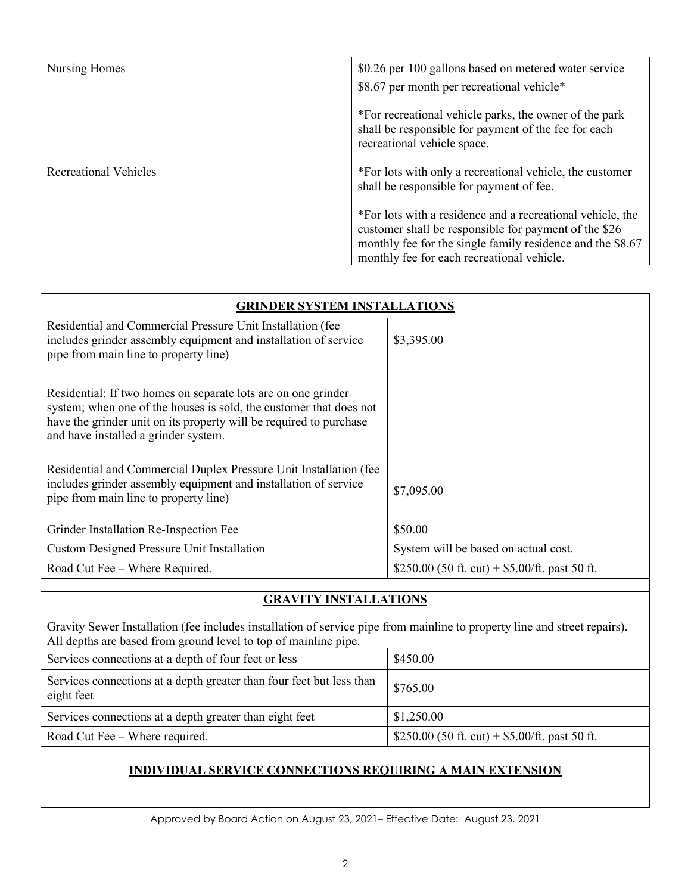| | |
|---|---|
| Nursing Homes | $0.26 per 100 gallons based on metered water service |
| Recreational Vehicles | $8.67 per month per recreational vehicle*<br><br>*For recreational vehicle parks, the owner of the park shall be responsible for payment of the fee for each recreational vehicle space.<br><br>*For lots with only a recreational vehicle, the customer shall be responsible for payment of fee.<br><br>*For lots with a residence and a recreational vehicle, the customer shall be responsible for payment of the $26 monthly fee for the single family residence and the $8.67 monthly fee for each recreational vehicle. |

| **GRINDER SYSTEM INSTALLATIONS** | |
|---|---|
| Residential and Commercial Pressure Unit Installation (fee includes grinder assembly equipment and installation of service pipe from main line to property line) | $3,395.00 |
| Residential: If two homes on separate lots are on one grinder system; when one of the houses is sold, the customer that does not have the grinder unit on its property will be required to purchase and have installed a grinder system. | |
| Residential and Commercial Duplex Pressure Unit Installation (fee includes grinder assembly equipment and installation of service pipe from main line to property line) | $7,095.00 |
| Grinder Installation Re-Inspection Fee | $50.00 |
| Custom Designed Pressure Unit Installation | System will be based on actual cost. |
| Road Cut Fee – Where Required. | $250.00 (50 ft. cut) + $5.00/ft. past 50 ft. |

## GRAVITY INSTALLATIONS

Gravity Sewer Installation (fee includes installation of service pipe from mainline to property line and street repairs). <u>All depths are based from ground level to top of mainline pipe.</u>

| | |
|---|---|
| Services connections at a depth of four feet or less | $450.00 |
| Services connections at a depth greater than four feet but less than eight feet | $765.00 |
| Services connections at a depth greater than eight feet | $1,250.00 |
| Road Cut Fee – Where required. | $250.00 (50 ft. cut) + $5.00/ft. past 50 ft. |

## INDIVIDUAL SERVICE CONNECTIONS REQUIRING A MAIN EXTENSION

Approved by Board Action on August 23, 2021– Effective Date: August 23, 2021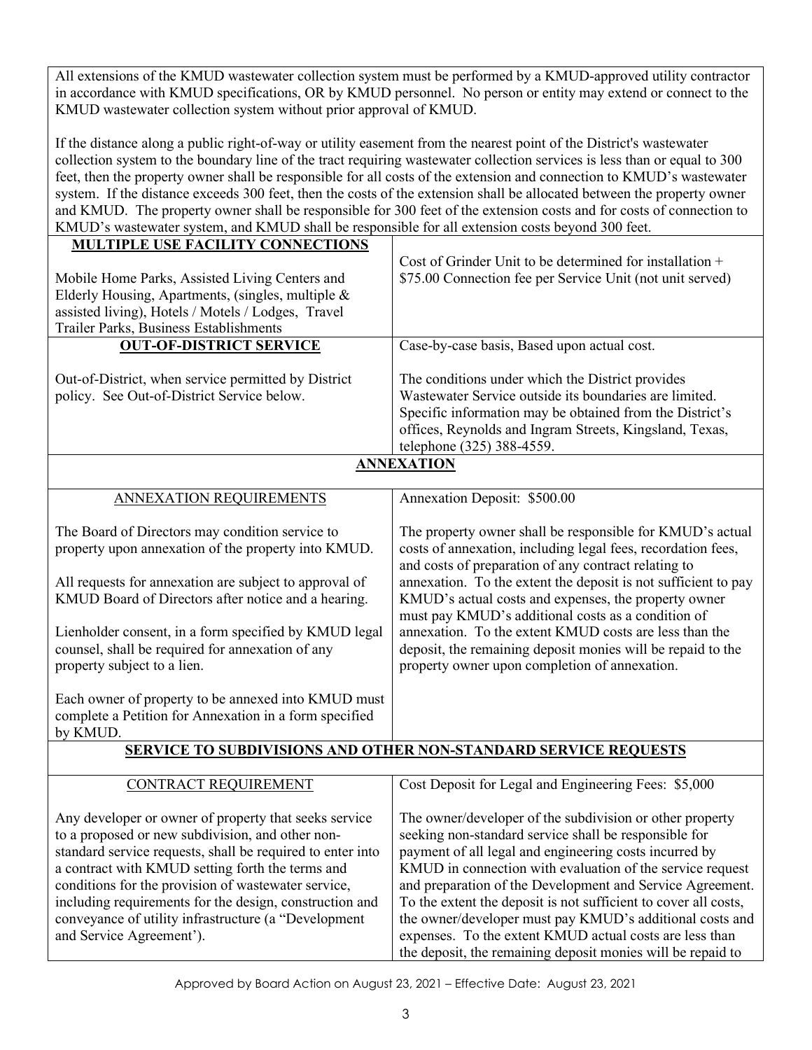All extensions of the KMUD wastewater collection system must be performed by a KMUD-approved utility contractor in accordance with KMUD specifications, OR by KMUD personnel. No person or entity may extend or connect to the KMUD wastewater collection system without prior approval of KMUD.

If the distance along a public right-of-way or utility easement from the nearest point of the District's wastewater collection system to the boundary line of the tract requiring wastewater collection services is less than or equal to 300 feet, then the property owner shall be responsible for all costs of the extension and connection to KMUD's wastewater system. If the distance exceeds 300 feet, then the costs of the extension shall be allocated between the property owner and KMUD. The property owner shall be responsible for 300 feet of the extension costs and for costs of connection to KMUD's wastewater system, and KMUD shall be responsible for all extension costs beyond 300 feet.

| **MULTIPLE USE FACILITY CONNECTIONS** | |
|---|---|
| Mobile Home Parks, Assisted Living Centers and Elderly Housing, Apartments, (singles, multiple & assisted living), Hotels / Motels / Lodges, Travel Trailer Parks, Business Establishments | Cost of Grinder Unit to be determined for installation + $75.00 Connection fee per Service Unit (not unit served) |
| **OUT-OF-DISTRICT SERVICE**<br><br>Out-of-District, when service permitted by District policy. See Out-of-District Service below. | Case-by-case basis, Based upon actual cost.<br><br>The conditions under which the District provides Wastewater Service outside its boundaries are limited. Specific information may be obtained from the District's offices, Reynolds and Ingram Streets, Kingsland, Texas, telephone (325) 388-4559. |

## ANNEXATION

| ANNEXATION REQUIREMENTS | Annexation Deposit: $500.00 |
|---|---|
| The Board of Directors may condition service to property upon annexation of the property into KMUD.<br><br>All requests for annexation are subject to approval of KMUD Board of Directors after notice and a hearing.<br><br>Lienholder consent, in a form specified by KMUD legal counsel, shall be required for annexation of any property subject to a lien.<br><br>Each owner of property to be annexed into KMUD must complete a Petition for Annexation in a form specified by KMUD. | The property owner shall be responsible for KMUD's actual costs of annexation, including legal fees, recordation fees, and costs of preparation of any contract relating to annexation. To the extent the deposit is not sufficient to pay KMUD's actual costs and expenses, the property owner must pay KMUD's additional costs as a condition of annexation. To the extent KMUD costs are less than the deposit, the remaining deposit monies will be repaid to the property owner upon completion of annexation. |

## SERVICE TO SUBDIVISIONS AND OTHER NON-STANDARD SERVICE REQUESTS

| CONTRACT REQUIREMENT | Cost Deposit for Legal and Engineering Fees: $5,000 |
|---|---|
| Any developer or owner of property that seeks service to a proposed or new subdivision, and other non-standard service requests, shall be required to enter into a contract with KMUD setting forth the terms and conditions for the provision of wastewater service, including requirements for the design, construction and conveyance of utility infrastructure (a "Development and Service Agreement'). | The owner/developer of the subdivision or other property seeking non-standard service shall be responsible for payment of all legal and engineering costs incurred by KMUD in connection with evaluation of the service request and preparation of the Development and Service Agreement. To the extent the deposit is not sufficient to cover all costs, the owner/developer must pay KMUD's additional costs and expenses. To the extent KMUD actual costs are less than the deposit, the remaining deposit monies will be repaid to |

Approved by Board Action on August 23, 2021 – Effective Date: August 23, 2021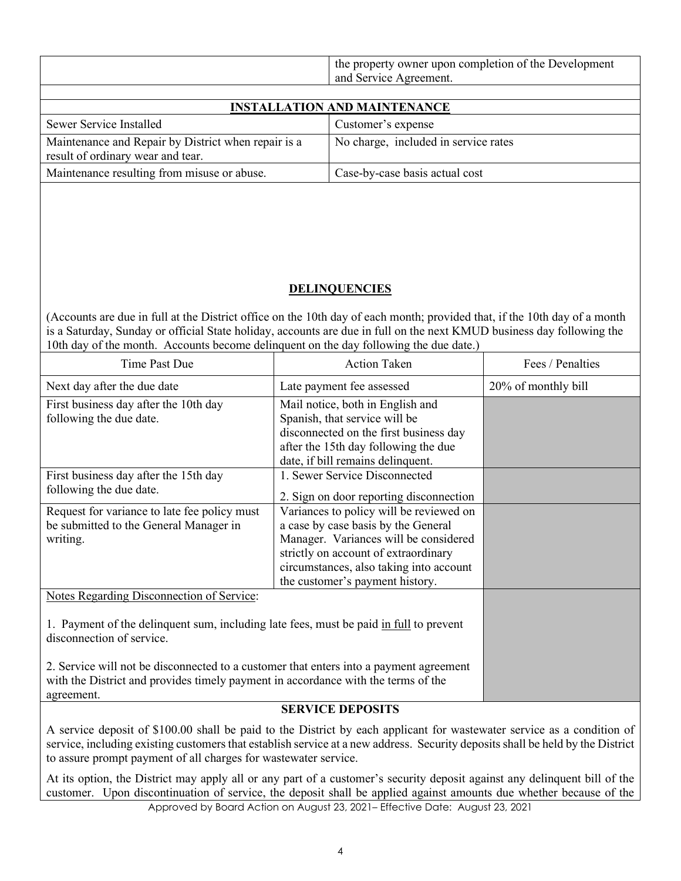| | |
|---|---|
| | the property owner upon completion of the Development and Service Agreement. |

## INSTALLATION AND MAINTENANCE

| | |
|---|---|
| Sewer Service Installed | Customer's expense |
| Maintenance and Repair by District when repair is a result of ordinary wear and tear. | No charge, included in service rates |
| Maintenance resulting from misuse or abuse. | Case-by-case basis actual cost |

## DELINQUENCIES

(Accounts are due in full at the District office on the 10th day of each month; provided that, if the 10th day of a month is a Saturday, Sunday or official State holiday, accounts are due in full on the next KMUD business day following the 10th day of the month. Accounts become delinquent on the day following the due date.)

| Time Past Due | Action Taken | Fees / Penalties |
|---|---|---|
| Next day after the due date | Late payment fee assessed | 20% of monthly bill |
| First business day after the 10th day following the due date. | Mail notice, both in English and Spanish, that service will be disconnected on the first business day after the 15th day following the due date, if bill remains delinquent. | |
| First business day after the 15th day following the due date. | 1. Sewer Service Disconnected<br>2. Sign on door reporting disconnection | |
| Request for variance to late fee policy must be submitted to the General Manager in writing. | Variances to policy will be reviewed on a case by case basis by the General Manager. Variances will be considered strictly on account of extraordinary circumstances, also taking into account the customer's payment history. | |

Notes Regarding Disconnection of Service:

1. Payment of the delinquent sum, including late fees, must be paid in full to prevent disconnection of service.

2. Service will not be disconnected to a customer that enters into a payment agreement with the District and provides timely payment in accordance with the terms of the agreement.

## SERVICE DEPOSITS

A service deposit of $100.00 shall be paid to the District by each applicant for wastewater service as a condition of service, including existing customers that establish service at a new address. Security deposits shall be held by the District to assure prompt payment of all charges for wastewater service.

At its option, the District may apply all or any part of a customer's security deposit against any delinquent bill of the customer. Upon discontinuation of service, the deposit shall be applied against amounts due whether because of the

Approved by Board Action on August 23, 2021– Effective Date: August 23, 2021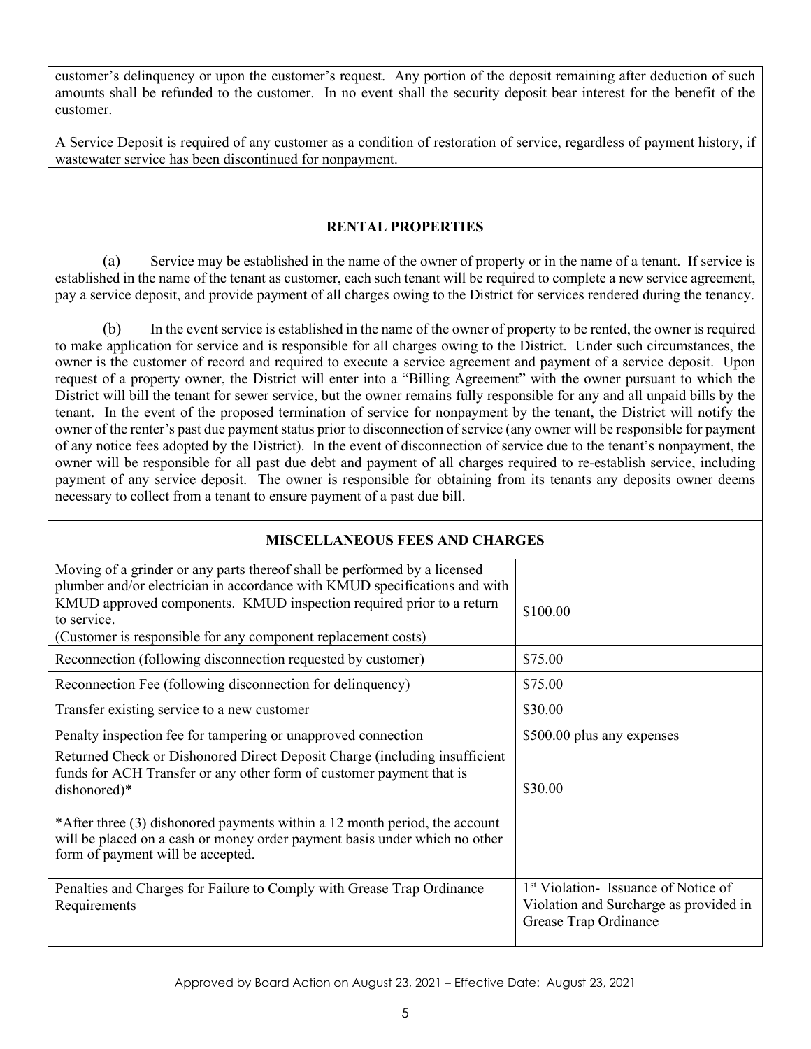customer's delinquency or upon the customer's request. Any portion of the deposit remaining after deduction of such amounts shall be refunded to the customer. In no event shall the security deposit bear interest for the benefit of the customer.

A Service Deposit is required of any customer as a condition of restoration of service, regardless of payment history, if wastewater service has been discontinued for nonpayment.

## RENTAL PROPERTIES

(a) Service may be established in the name of the owner of property or in the name of a tenant. If service is established in the name of the tenant as customer, each such tenant will be required to complete a new service agreement, pay a service deposit, and provide payment of all charges owing to the District for services rendered during the tenancy.

(b) In the event service is established in the name of the owner of property to be rented, the owner is required to make application for service and is responsible for all charges owing to the District. Under such circumstances, the owner is the customer of record and required to execute a service agreement and payment of a service deposit. Upon request of a property owner, the District will enter into a "Billing Agreement" with the owner pursuant to which the District will bill the tenant for sewer service, but the owner remains fully responsible for any and all unpaid bills by the tenant. In the event of the proposed termination of service for nonpayment by the tenant, the District will notify the owner of the renter's past due payment status prior to disconnection of service (any owner will be responsible for payment of any notice fees adopted by the District). In the event of disconnection of service due to the tenant's nonpayment, the owner will be responsible for all past due debt and payment of all charges required to re-establish service, including payment of any service deposit. The owner is responsible for obtaining from its tenants any deposits owner deems necessary to collect from a tenant to ensure payment of a past due bill.

## MISCELLANEOUS FEES AND CHARGES

| Description | Fee |
|---|---|
| Moving of a grinder or any parts thereof shall be performed by a licensed plumber and/or electrician in accordance with KMUD specifications and with KMUD approved components. KMUD inspection required prior to a return to service. (Customer is responsible for any component replacement costs) | \$100.00 |
| Reconnection (following disconnection requested by customer) | \$75.00 |
| Reconnection Fee (following disconnection for delinquency) | \$75.00 |
| Transfer existing service to a new customer | \$30.00 |
| Penalty inspection fee for tampering or unapproved connection | \$500.00 plus any expenses |
| Returned Check or Dishonored Direct Deposit Charge (including insufficient funds for ACH Transfer or any other form of customer payment that is dishonored)*<br><br>*After three (3) dishonored payments within a 12 month period, the account will be placed on a cash or money order payment basis under which no other form of payment will be accepted. | \$30.00 |
| Penalties and Charges for Failure to Comply with Grease Trap Ordinance Requirements | 1st Violation- Issuance of Notice of Violation and Surcharge as provided in Grease Trap Ordinance |

Approved by Board Action on August 23, 2021 – Effective Date: August 23, 2021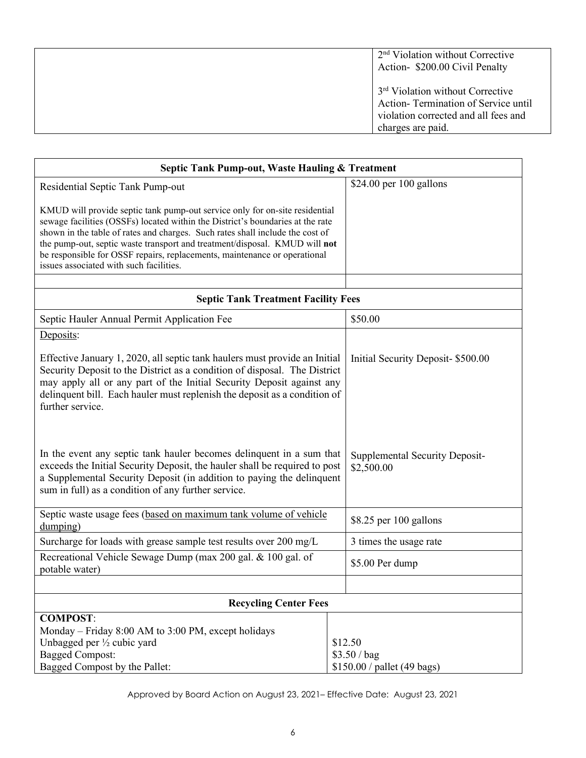| | |
|---|---|
| | 2nd Violation without Corrective Action- $200.00 Civil Penalty<br><br>3rd Violation without Corrective Action- Termination of Service until violation corrected and all fees and charges are paid. |

| Septic Tank Pump-out, Waste Hauling & Treatment | |
|---|---|
| Residential Septic Tank Pump-out<br><br>KMUD will provide septic tank pump-out service only for on-site residential sewage facilities (OSSFs) located within the District's boundaries at the rate shown in the table of rates and charges. Such rates shall include the cost of the pump-out, septic waste transport and treatment/disposal. KMUD will **not** be responsible for OSSF repairs, replacements, maintenance or operational issues associated with such facilities. | $24.00 per 100 gallons |
| | |
| **Septic Tank Treatment Facility Fees** | |
| Septic Hauler Annual Permit Application Fee | $50.00 |
| Deposits:<br><br>Effective January 1, 2020, all septic tank haulers must provide an Initial Security Deposit to the District as a condition of disposal. The District may apply all or any part of the Initial Security Deposit against any delinquent bill. Each hauler must replenish the deposit as a condition of further service.<br><br>In the event any septic tank hauler becomes delinquent in a sum that exceeds the Initial Security Deposit, the hauler shall be required to post a Supplemental Security Deposit (in addition to paying the delinquent sum in full) as a condition of any further service. | Initial Security Deposit- $500.00<br><br>Supplemental Security Deposit- $2,500.00 |
| Septic waste usage fees (based on maximum tank volume of vehicle dumping) | $8.25 per 100 gallons |
| Surcharge for loads with grease sample test results over 200 mg/L | 3 times the usage rate |
| Recreational Vehicle Sewage Dump (max 200 gal. & 100 gal. of potable water) | $5.00 Per dump |
| | |
| **Recycling Center Fees** | |
| **COMPOST**:<br>Monday – Friday 8:00 AM to 3:00 PM, except holidays<br>Unbagged per ½ cubic yard<br>Bagged Compost:<br>Bagged Compost by the Pallet: | <br><br>$12.50<br>$3.50 / bag<br>$150.00 / pallet (49 bags) |

Approved by Board Action on August 23, 2021– Effective Date: August 23, 2021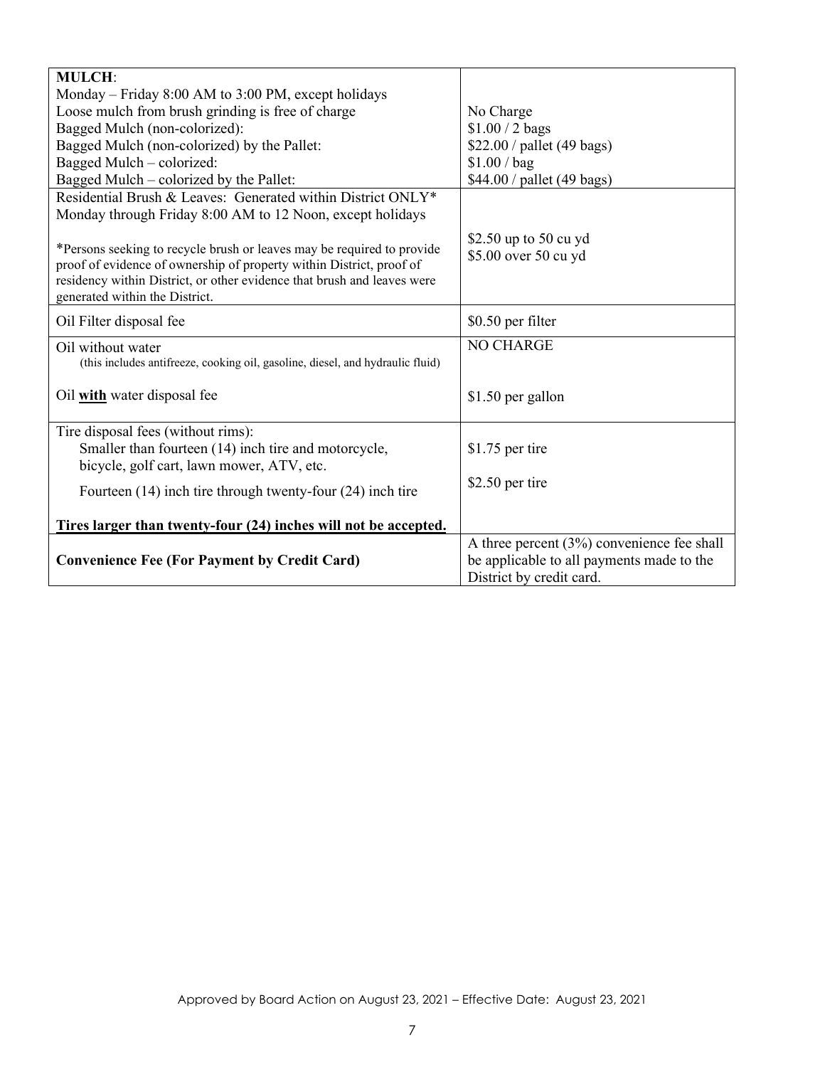| | |
|---|---|
| **MULCH**:<br>Monday – Friday 8:00 AM to 3:00 PM, except holidays<br>Loose mulch from brush grinding is free of charge<br>Bagged Mulch (non-colorized):<br>Bagged Mulch (non-colorized) by the Pallet:<br>Bagged Mulch – colorized:<br>Bagged Mulch – colorized by the Pallet: | <br><br>No Charge<br>$1.00 / 2 bags<br>$22.00 / pallet (49 bags)<br>$1.00 / bag<br>$44.00 / pallet (49 bags) |
| Residential Brush & Leaves: Generated within District ONLY*<br>Monday through Friday 8:00 AM to 12 Noon, except holidays<br><br>*Persons seeking to recycle brush or leaves may be required to provide proof of evidence of ownership of property within District, proof of residency within District, or other evidence that brush and leaves were generated within the District. | $2.50 up to 50 cu yd<br>$5.00 over 50 cu yd |
| Oil Filter disposal fee | $0.50 per filter |
| Oil without water<br>(this includes antifreeze, cooking oil, gasoline, diesel, and hydraulic fluid)<br><br>Oil **with** water disposal fee | NO CHARGE<br><br><br>$1.50 per gallon |
| Tire disposal fees (without rims):<br>Smaller than fourteen (14) inch tire and motorcycle, bicycle, golf cart, lawn mower, ATV, etc.<br>Fourteen (14) inch tire through twenty-four (24) inch tire<br><br>**Tires larger than twenty-four (24) inches will not be accepted.** | <br>$1.75 per tire<br><br>$2.50 per tire |
| **Convenience Fee (For Payment by Credit Card)** | A three percent (3%) convenience fee shall be applicable to all payments made to the District by credit card. |

Approved by Board Action on August 23, 2021 – Effective Date: August 23, 2021